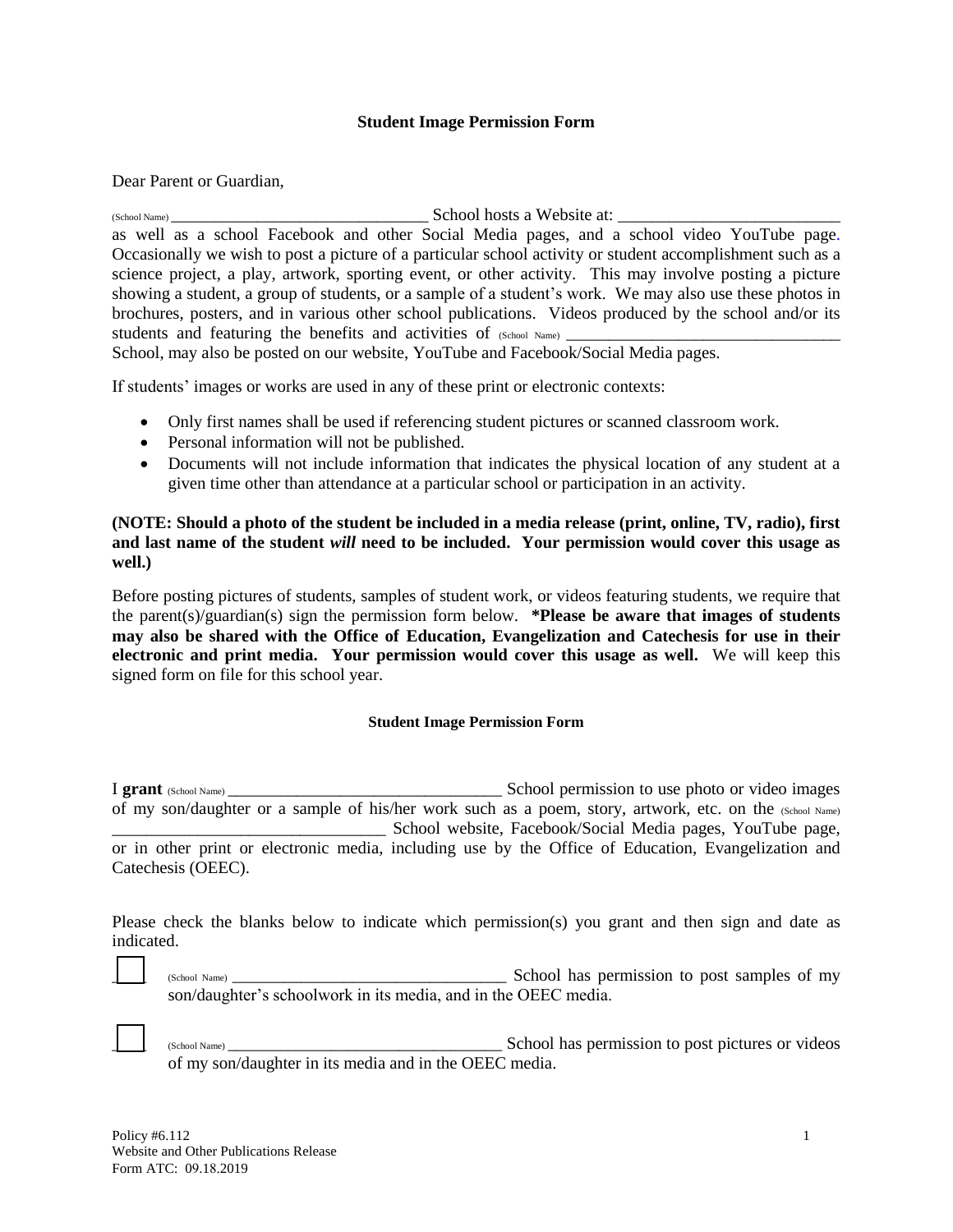## Student Image Permission Form

Dear Parent or Guardian,

(School Name) ________________________________ School hosts a Website at: ___________________________ as well as a school Facebook and other Social Media pages, and a school video YouTube page. Occasionally we wish to post a picture of a particular school activity or student accomplishment such as a science project, a play, artwork, sporting event, or other activity. This may involve posting a picture showing a student, a group of students, or a sample of a student's work. We may also use these photos in brochures, posters, and in various other school publications. Videos produced by the school and/or its students and featuring the benefits and activities of (School Name) __________________________________ School, may also be posted on our website, YouTube and Facebook/Social Media pages.

If students' images or works are used in any of these print or electronic contexts:

- Only first names shall be used if referencing student pictures or scanned classroom work.
- Personal information will not be published.
- Documents will not include information that indicates the physical location of any student at a given time other than attendance at a particular school or participation in an activity.

**(NOTE: Should a photo of the student be included in a media release (print, online, TV, radio), first and last name of the student *will* need to be included. Your permission would cover this usage as well.)**

Before posting pictures of students, samples of student work, or videos featuring students, we require that the parent(s)/guardian(s) sign the permission form below. **\*Please be aware that images of students may also be shared with the Office of Education, Evangelization and Catechesis for use in their electronic and print media. Your permission would cover this usage as well.** We will keep this signed form on file for this school year.

### Student Image Permission Form

I **grant** (School Name) __________________________________ School permission to use photo or video images of my son/daughter or a sample of his/her work such as a poem, story, artwork, etc. on the (School Name) ________________________________ School website, Facebook/Social Media pages, YouTube page, or in other print or electronic media, including use by the Office of Education, Evangelization and Catechesis (OEEC).

Please check the blanks below to indicate which permission(s) you grant and then sign and date as indicated.

☐ (School Name) ___________________________________ School has permission to post samples of my son/daughter's schoolwork in its media, and in the OEEC media.

☐ (School Name) ___________________________________ School has permission to post pictures or videos of my son/daughter in its media and in the OEEC media.

Policy #6.112
Website and Other Publications Release
Form ATC: 09.18.2019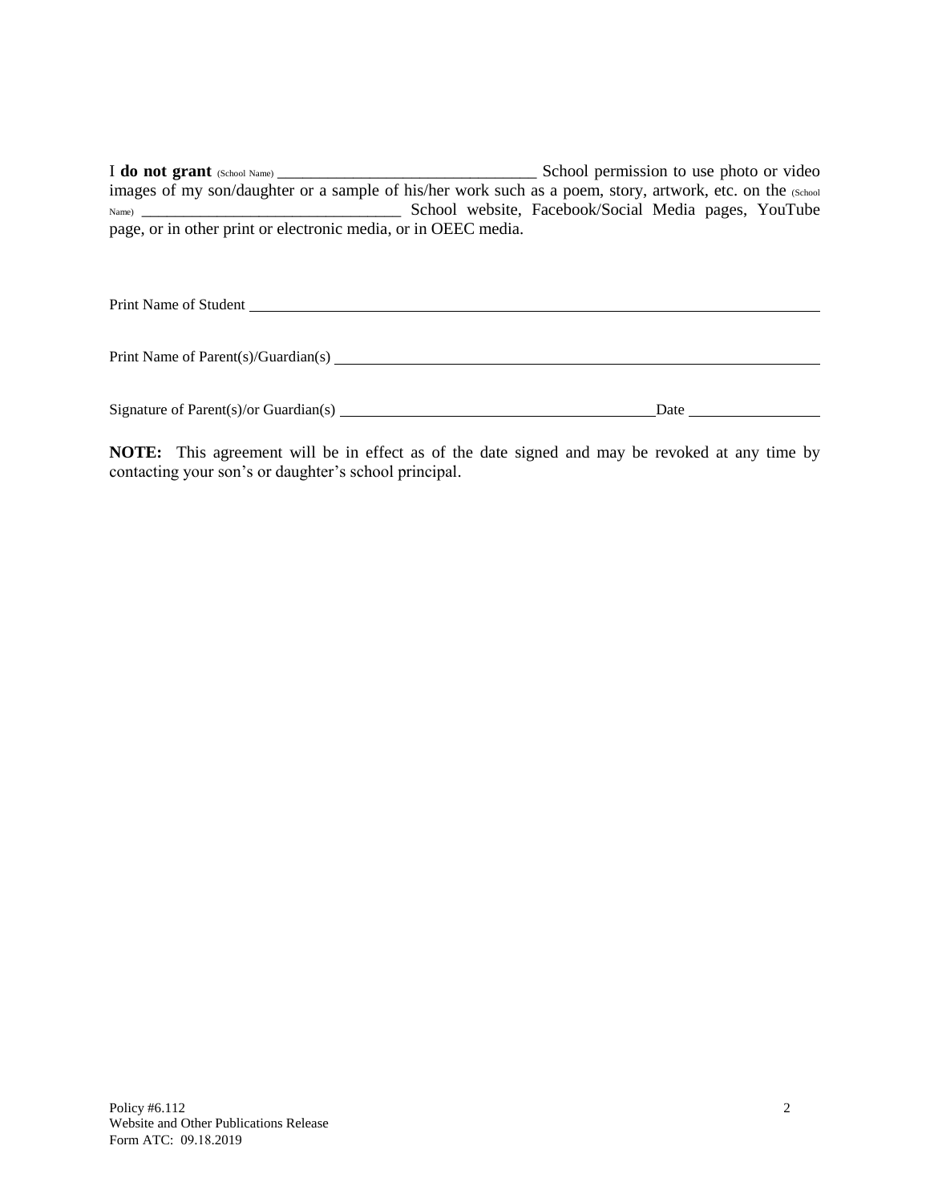I **do not grant** (School Name) ________________________________ School permission to use photo or video images of my son/daughter or a sample of his/her work such as a poem, story, artwork, etc. on the (School Name) _________________________________ School website, Facebook/Social Media pages, YouTube page, or in other print or electronic media, or in OEEC media.

Print Name of Student ______________________________________________________________

Print Name of Parent(s)/Guardian(s) __________________________________________________

Signature of Parent(s)/or Guardian(s) ____________________________________Date ________________

**NOTE:** This agreement will be in effect as of the date signed and may be revoked at any time by contacting your son's or daughter's school principal.

Policy #6.112
Website and Other Publications Release
Form ATC: 09.18.2019